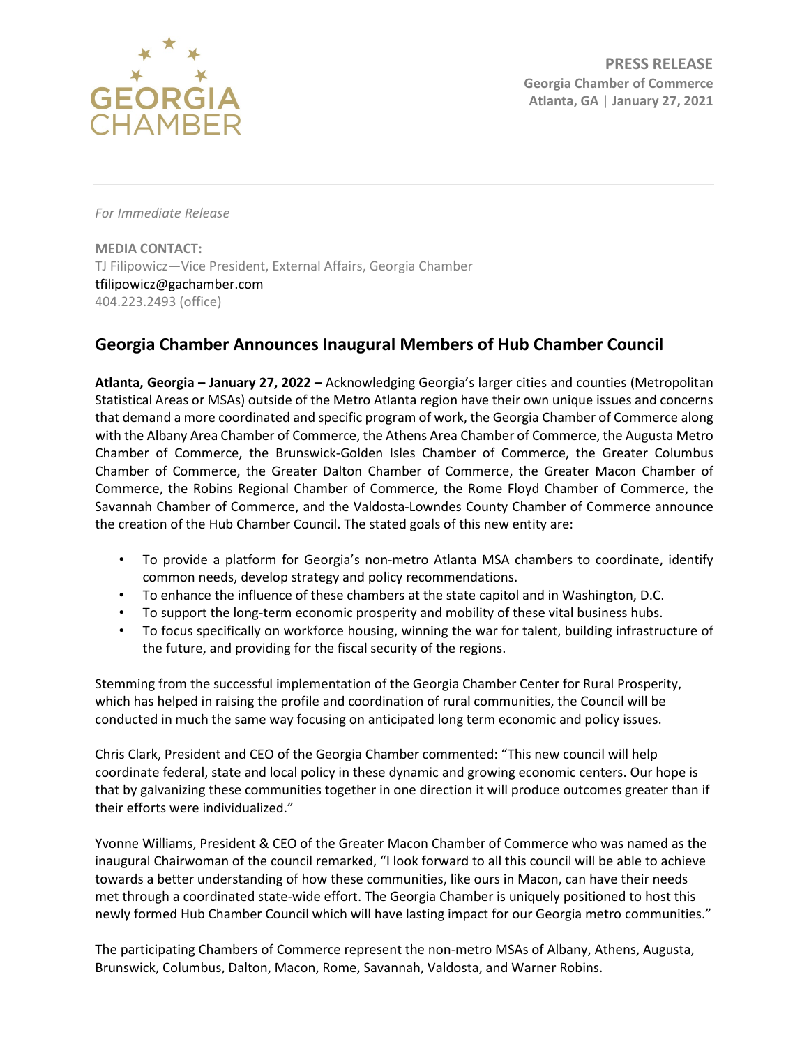GEORGIA CHAMBER

**PRESS RELEASE**
**Georgia Chamber of Commerce**
**Atlanta, GA | January 27, 2021**

*For Immediate Release*

**MEDIA CONTACT:**
TJ Filipowicz—Vice President, External Affairs, Georgia Chamber
tfilipowicz@gachamber.com
404.223.2493 (office)

## Georgia Chamber Announces Inaugural Members of Hub Chamber Council

**Atlanta, Georgia – January 27, 2022 –** Acknowledging Georgia's larger cities and counties (Metropolitan Statistical Areas or MSAs) outside of the Metro Atlanta region have their own unique issues and concerns that demand a more coordinated and specific program of work, the Georgia Chamber of Commerce along with the Albany Area Chamber of Commerce, the Athens Area Chamber of Commerce, the Augusta Metro Chamber of Commerce, the Brunswick-Golden Isles Chamber of Commerce, the Greater Columbus Chamber of Commerce, the Greater Dalton Chamber of Commerce, the Greater Macon Chamber of Commerce, the Robins Regional Chamber of Commerce, the Rome Floyd Chamber of Commerce, the Savannah Chamber of Commerce, and the Valdosta-Lowndes County Chamber of Commerce announce the creation of the Hub Chamber Council. The stated goals of this new entity are:

- To provide a platform for Georgia's non-metro Atlanta MSA chambers to coordinate, identify common needs, develop strategy and policy recommendations.
- To enhance the influence of these chambers at the state capitol and in Washington, D.C.
- To support the long-term economic prosperity and mobility of these vital business hubs.
- To focus specifically on workforce housing, winning the war for talent, building infrastructure of the future, and providing for the fiscal security of the regions.

Stemming from the successful implementation of the Georgia Chamber Center for Rural Prosperity, which has helped in raising the profile and coordination of rural communities, the Council will be conducted in much the same way focusing on anticipated long term economic and policy issues.

Chris Clark, President and CEO of the Georgia Chamber commented: "This new council will help coordinate federal, state and local policy in these dynamic and growing economic centers. Our hope is that by galvanizing these communities together in one direction it will produce outcomes greater than if their efforts were individualized."

Yvonne Williams, President & CEO of the Greater Macon Chamber of Commerce who was named as the inaugural Chairwoman of the council remarked, "I look forward to all this council will be able to achieve towards a better understanding of how these communities, like ours in Macon, can have their needs met through a coordinated state-wide effort. The Georgia Chamber is uniquely positioned to host this newly formed Hub Chamber Council which will have lasting impact for our Georgia metro communities."

The participating Chambers of Commerce represent the non-metro MSAs of Albany, Athens, Augusta, Brunswick, Columbus, Dalton, Macon, Rome, Savannah, Valdosta, and Warner Robins.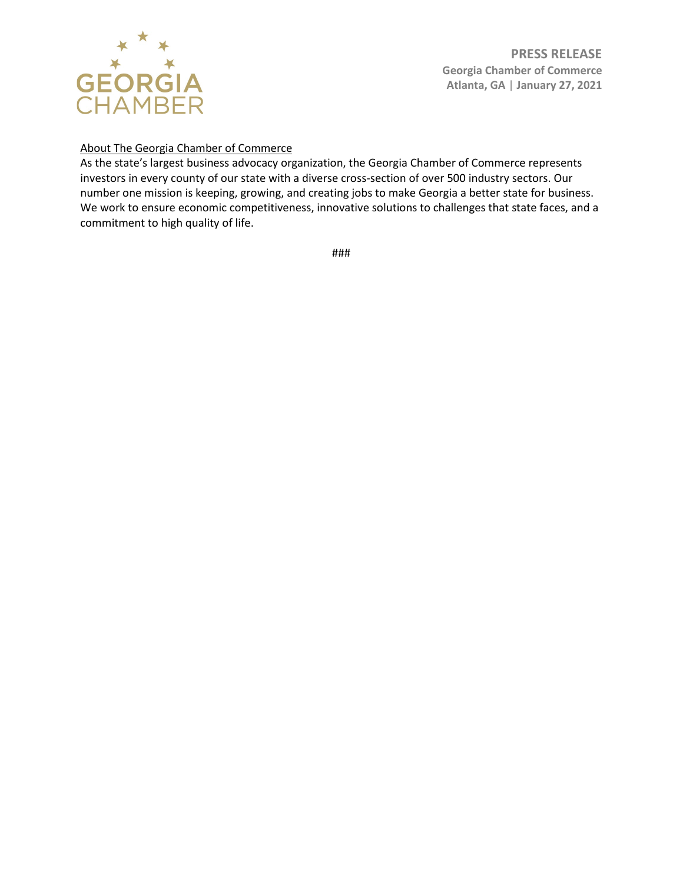**PRESS RELEASE**
**Georgia Chamber of Commerce**
**Atlanta, GA | January 27, 2021**

About The Georgia Chamber of Commerce

As the state's largest business advocacy organization, the Georgia Chamber of Commerce represents investors in every county of our state with a diverse cross-section of over 500 industry sectors. Our number one mission is keeping, growing, and creating jobs to make Georgia a better state for business. We work to ensure economic competitiveness, innovative solutions to challenges that state faces, and a commitment to high quality of life.

###